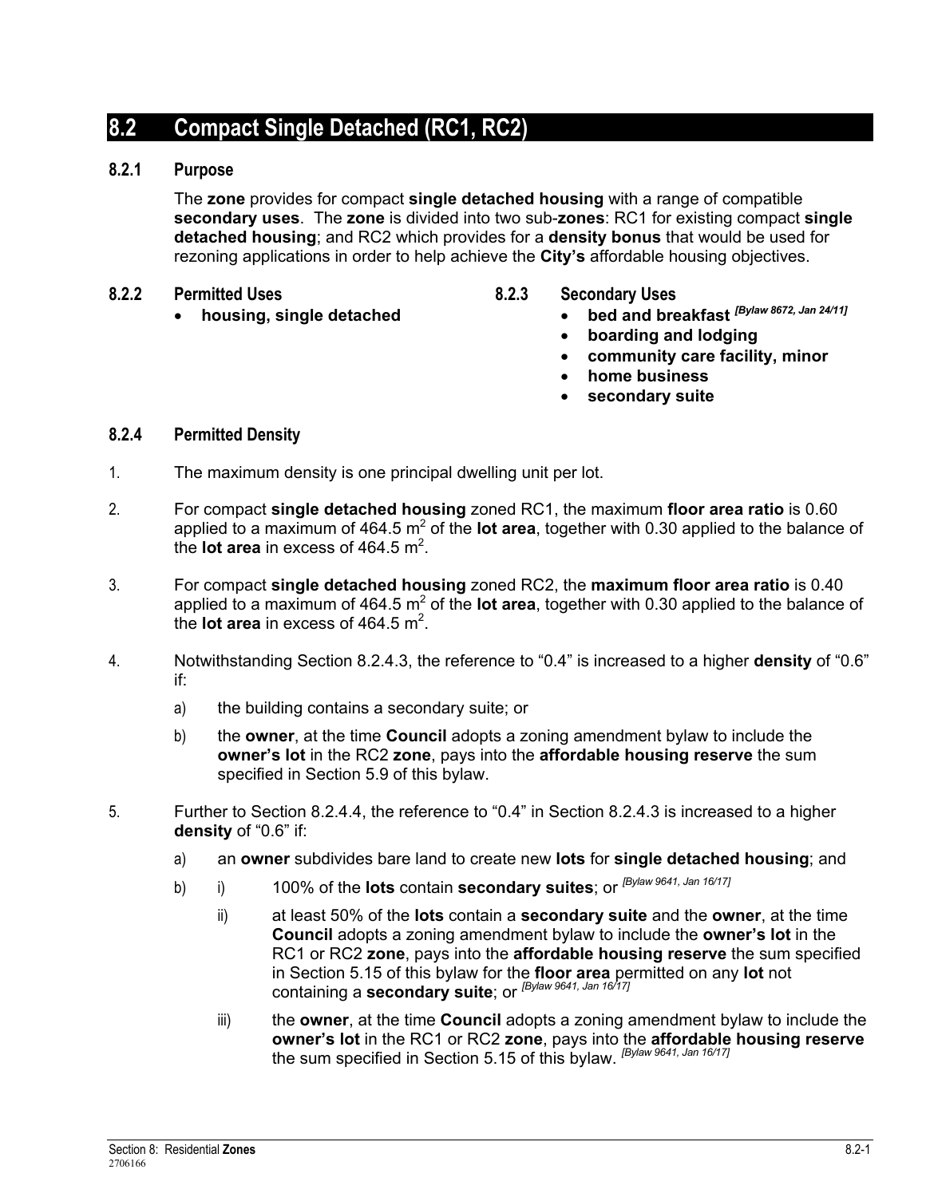## 8.2 Compact Single Detached (RC1, RC2)

### 8.2.1 Purpose

The **zone** provides for compact **single detached housing** with a range of compatible **secondary uses**. The **zone** is divided into two sub-**zones**: RC1 for existing compact **single detached housing**; and RC2 which provides for a **density bonus** that would be used for rezoning applications in order to help achieve the **City's** affordable housing objectives.

### 8.2.2 Permitted Uses

- **housing, single detached**

### 8.2.3 Secondary Uses

- **bed and breakfast** *[Bylaw 8672, Jan 24/11]*
- **boarding and lodging**
- **community care facility, minor**
- **home business**
- **secondary suite**

### 8.2.4 Permitted Density

1. The maximum density is one principal dwelling unit per lot.

2. For compact **single detached housing** zoned RC1, the maximum **floor area ratio** is 0.60 applied to a maximum of 464.5 m$^2$ of the **lot area**, together with 0.30 applied to the balance of the **lot area** in excess of 464.5 m$^2$.

3. For compact **single detached housing** zoned RC2, the **maximum floor area ratio** is 0.40 applied to a maximum of 464.5 m$^2$ of the **lot area**, together with 0.30 applied to the balance of the **lot area** in excess of 464.5 m$^2$.

4. Notwithstanding Section 8.2.4.3, the reference to "0.4" is increased to a higher **density** of "0.6" if:

   a) the building contains a secondary suite; or

   b) the **owner**, at the time **Council** adopts a zoning amendment bylaw to include the **owner's lot** in the RC2 **zone**, pays into the **affordable housing reserve** the sum specified in Section 5.9 of this bylaw.

5. Further to Section 8.2.4.4, the reference to "0.4" in Section 8.2.4.3 is increased to a higher **density** of "0.6" if:

   a) an **owner** subdivides bare land to create new **lots** for **single detached housing**; and

   b) i) 100% of the **lots** contain **secondary suites**; or *[Bylaw 9641, Jan 16/17]*

      ii) at least 50% of the **lots** contain a **secondary suite** and the **owner**, at the time **Council** adopts a zoning amendment bylaw to include the **owner's lot** in the RC1 or RC2 **zone**, pays into the **affordable housing reserve** the sum specified in Section 5.15 of this bylaw for the **floor area** permitted on any **lot** not containing a **secondary suite**; or *[Bylaw 9641, Jan 16/17]*

      iii) the **owner**, at the time **Council** adopts a zoning amendment bylaw to include the **owner's lot** in the RC1 or RC2 **zone**, pays into the **affordable housing reserve** the sum specified in Section 5.15 of this bylaw. *[Bylaw 9641, Jan 16/17]*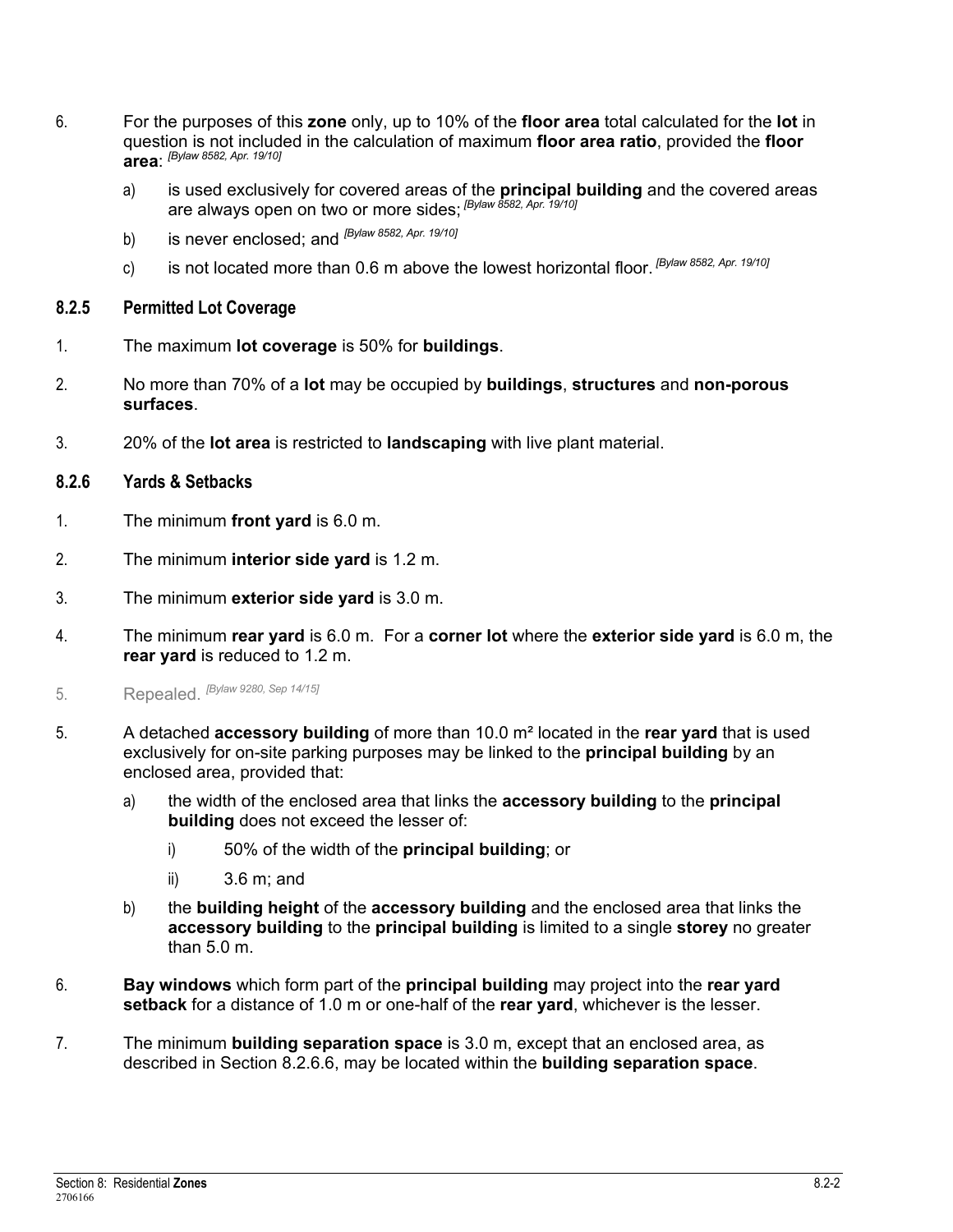6. For the purposes of this **zone** only, up to 10% of the **floor area** total calculated for the **lot** in question is not included in the calculation of maximum **floor area ratio**, provided the **floor area**: *[Bylaw 8582, Apr. 19/10]*

   a) is used exclusively for covered areas of the **principal building** and the covered areas are always open on two or more sides; *[Bylaw 8582, Apr. 19/10]*

   b) is never enclosed; and *[Bylaw 8582, Apr. 19/10]*

   c) is not located more than 0.6 m above the lowest horizontal floor. *[Bylaw 8582, Apr. 19/10]*

### 8.2.5 Permitted Lot Coverage

1. The maximum **lot coverage** is 50% for **buildings**.

2. No more than 70% of a **lot** may be occupied by **buildings**, **structures** and **non-porous surfaces**.

3. 20% of the **lot area** is restricted to **landscaping** with live plant material.

### 8.2.6 Yards & Setbacks

1. The minimum **front yard** is 6.0 m.

2. The minimum **interior side yard** is 1.2 m.

3. The minimum **exterior side yard** is 3.0 m.

4. The minimum **rear yard** is 6.0 m. For a **corner lot** where the **exterior side yard** is 6.0 m, the **rear yard** is reduced to 1.2 m.

5. Repealed. *[Bylaw 9280, Sep 14/15]*

5. A detached **accessory building** of more than 10.0 m² located in the **rear yard** that is used exclusively for on-site parking purposes may be linked to the **principal building** by an enclosed area, provided that:

   a) the width of the enclosed area that links the **accessory building** to the **principal building** does not exceed the lesser of:

      i) 50% of the width of the **principal building**; or

      ii) 3.6 m; and

   b) the **building height** of the **accessory building** and the enclosed area that links the **accessory building** to the **principal building** is limited to a single **storey** no greater than 5.0 m.

6. **Bay windows** which form part of the **principal building** may project into the **rear yard setback** for a distance of 1.0 m or one-half of the **rear yard**, whichever is the lesser.

7. The minimum **building separation space** is 3.0 m, except that an enclosed area, as described in Section 8.2.6.6, may be located within the **building separation space**.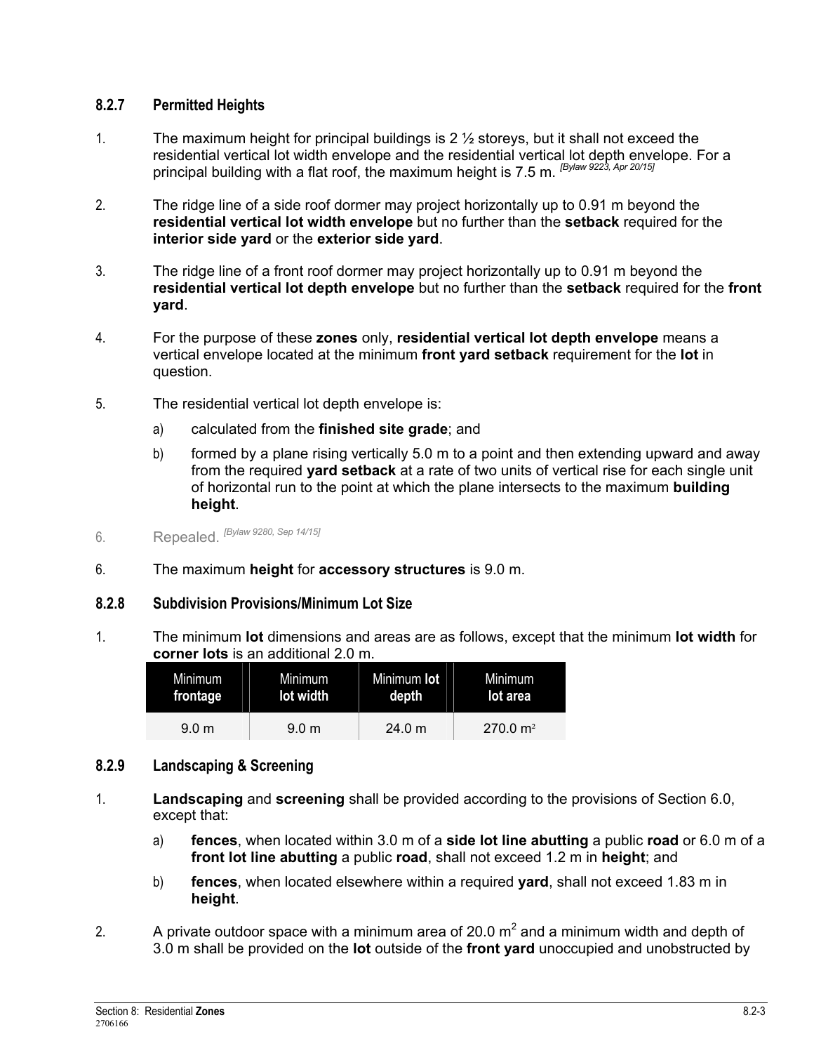### 8.2.7 Permitted Heights

1. The maximum height for principal buildings is 2 ½ storeys, but it shall not exceed the residential vertical lot width envelope and the residential vertical lot depth envelope. For a principal building with a flat roof, the maximum height is 7.5 m. *[Bylaw 9223, Apr 20/15]*

2. The ridge line of a side roof dormer may project horizontally up to 0.91 m beyond the **residential vertical lot width envelope** but no further than the **setback** required for the **interior side yard** or the **exterior side yard**.

3. The ridge line of a front roof dormer may project horizontally up to 0.91 m beyond the **residential vertical lot depth envelope** but no further than the **setback** required for the **front yard**.

4. For the purpose of these **zones** only, **residential vertical lot depth envelope** means a vertical envelope located at the minimum **front yard setback** requirement for the **lot** in question.

5. The residential vertical lot depth envelope is:

   a) calculated from the **finished site grade**; and

   b) formed by a plane rising vertically 5.0 m to a point and then extending upward and away from the required **yard setback** at a rate of two units of vertical rise for each single unit of horizontal run to the point at which the plane intersects to the maximum **building height**.

6. Repealed. *[Bylaw 9280, Sep 14/15]*

6. The maximum **height** for **accessory structures** is 9.0 m.

### 8.2.8 Subdivision Provisions/Minimum Lot Size

1. The minimum **lot** dimensions and areas are as follows, except that the minimum **lot width** for **corner lots** is an additional 2.0 m.

| Minimum **frontage** | Minimum **lot width** | Minimum **lot depth** | Minimum **lot area** |
|---|---|---|---|
| 9.0 m | 9.0 m | 24.0 m | 270.0 m² |

### 8.2.9 Landscaping & Screening

1. **Landscaping** and **screening** shall be provided according to the provisions of Section 6.0, except that:

   a) **fences**, when located within 3.0 m of a **side lot line abutting** a public **road** or 6.0 m of a **front lot line abutting** a public **road**, shall not exceed 1.2 m in **height**; and

   b) **fences**, when located elsewhere within a required **yard**, shall not exceed 1.83 m in **height**.

2. A private outdoor space with a minimum area of 20.0 $m^2$ and a minimum width and depth of 3.0 m shall be provided on the **lot** outside of the **front yard** unoccupied and unobstructed by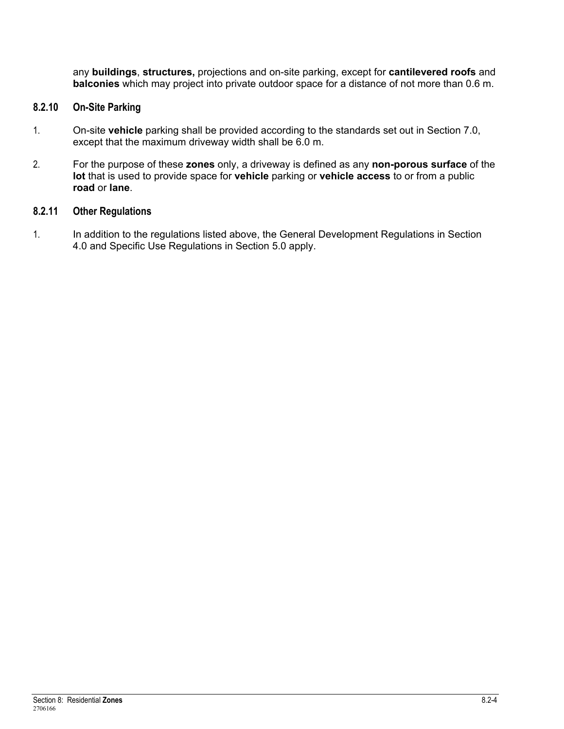any **buildings**, **structures,** projections and on-site parking, except for **cantilevered roofs** and **balconies** which may project into private outdoor space for a distance of not more than 0.6 m.

### 8.2.10 On-Site Parking

1. On-site **vehicle** parking shall be provided according to the standards set out in Section 7.0, except that the maximum driveway width shall be 6.0 m.

2. For the purpose of these **zones** only, a driveway is defined as any **non-porous surface** of the **lot** that is used to provide space for **vehicle** parking or **vehicle access** to or from a public **road** or **lane**.

### 8.2.11 Other Regulations

1. In addition to the regulations listed above, the General Development Regulations in Section 4.0 and Specific Use Regulations in Section 5.0 apply.